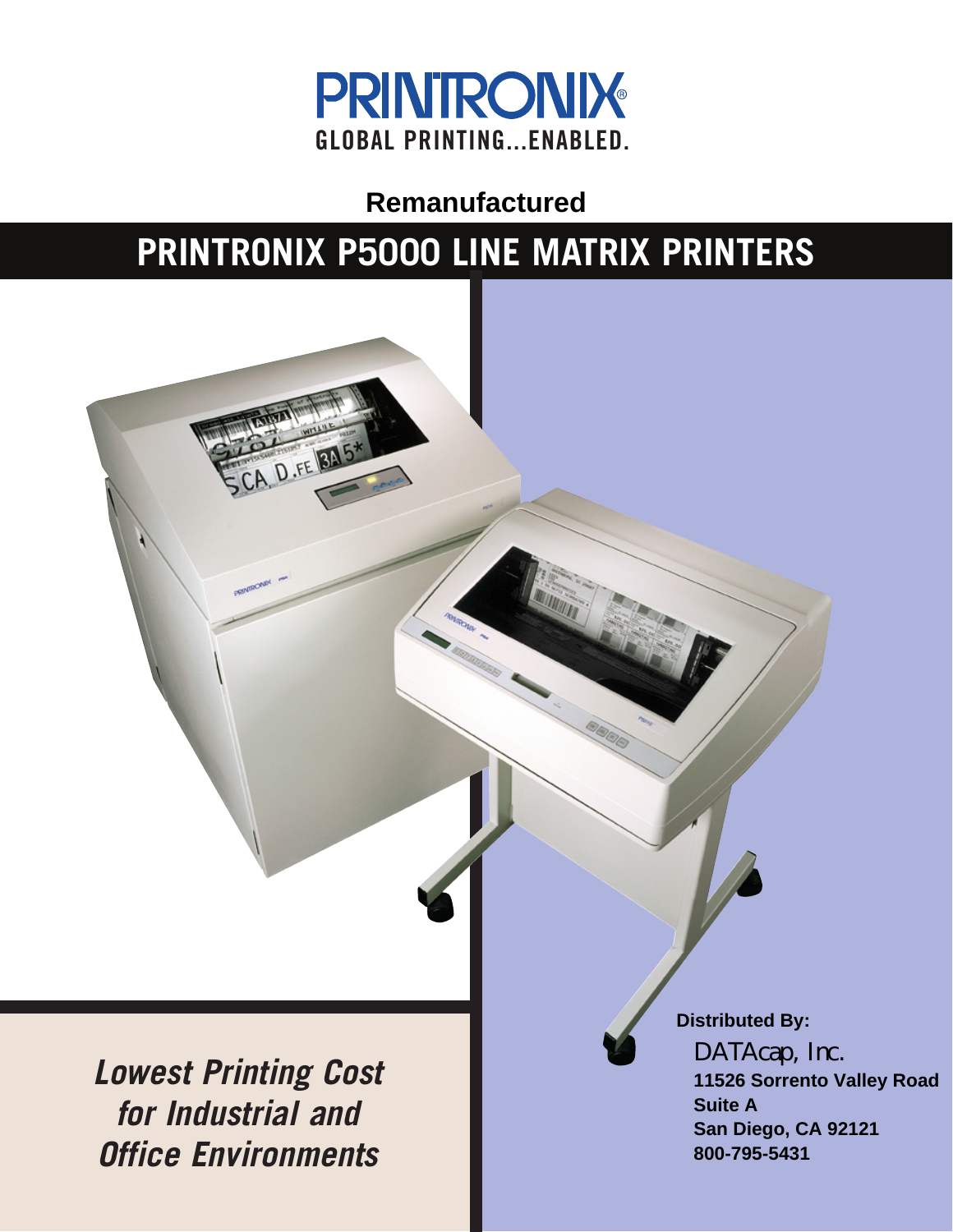PRINTRONIX®

GLOBAL PRINTING...ENABLED.

**Remanufactured**

# PRINTRONIX P5000 LINE MATRIX PRINTERS

***Lowest Printing Cost for Industrial and Office Environments***

**Distributed By:**

DATAcap, Inc.
**11526 Sorrento Valley Road**
**Suite A**
**San Diego, CA 92121**
**800-795-5431**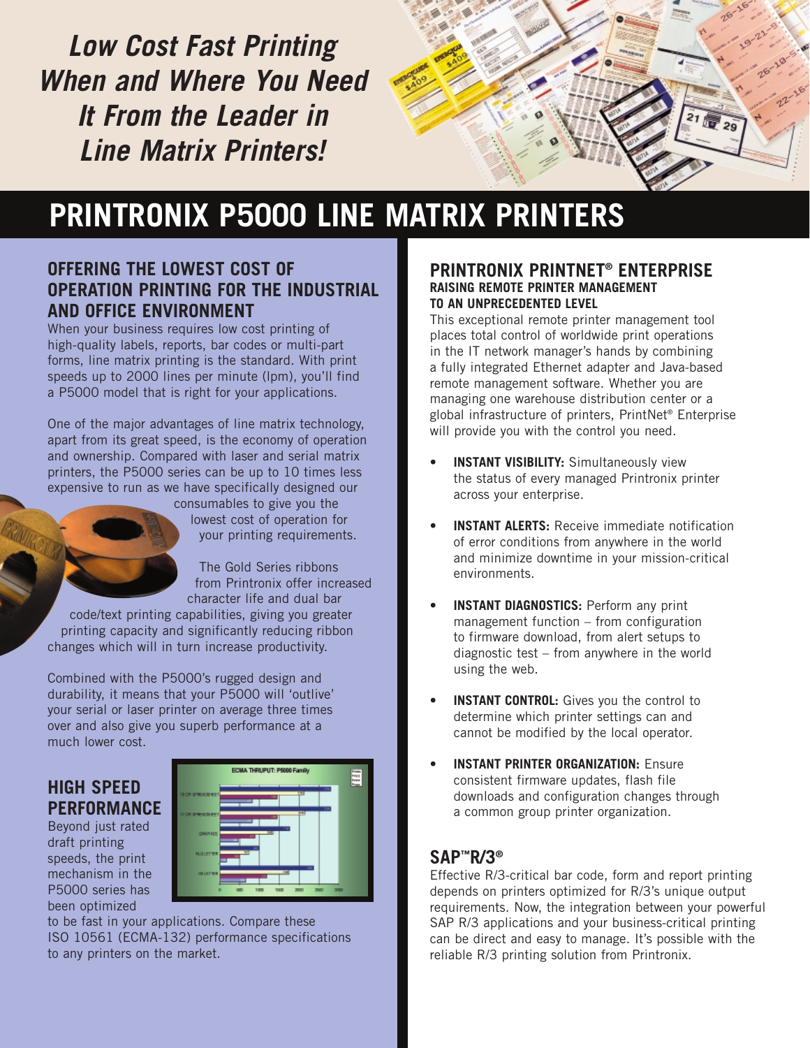*Low Cost Fast Printing When and Where You Need It From the Leader in Line Matrix Printers!*

# PRINTRONIX P5000 LINE MATRIX PRINTERS

## OFFERING THE LOWEST COST OF OPERATION PRINTING FOR THE INDUSTRIAL AND OFFICE ENVIRONMENT

When your business requires low cost printing of high-quality labels, reports, bar codes or multi-part forms, line matrix printing is the standard. With print speeds up to 2000 lines per minute (lpm), you'll find a P5000 model that is right for your applications.

One of the major advantages of line matrix technology, apart from its great speed, is the economy of operation and ownership. Compared with laser and serial matrix printers, the P5000 series can be up to 10 times less expensive to run as we have specifically designed our consumables to give you the lowest cost of operation for your printing requirements.

The Gold Series ribbons from Printronix offer increased character life and dual bar code/text printing capabilities, giving you greater printing capacity and significantly reducing ribbon changes which will in turn increase productivity.

Combined with the P5000's rugged design and durability, it means that your P5000 will 'outlive' your serial or laser printer on average three times over and also give you superb performance at a much lower cost.

## HIGH SPEED PERFORMANCE

Beyond just rated draft printing speeds, the print mechanism in the P5000 series has been optimized to be fast in your applications. Compare these ISO 10561 (ECMA-132) performance specifications to any printers on the market.

## PRINTRONIX PRINTNET® ENTERPRISE

### RAISING REMOTE PRINTER MANAGEMENT TO AN UNPRECEDENTED LEVEL

This exceptional remote printer management tool places total control of worldwide print operations in the IT network manager's hands by combining a fully integrated Ethernet adapter and Java-based remote management software. Whether you are managing one warehouse distribution center or a global infrastructure of printers, PrintNet® Enterprise will provide you with the control you need.

- **INSTANT VISIBILITY:** Simultaneously view the status of every managed Printronix printer across your enterprise.
- **INSTANT ALERTS:** Receive immediate notification of error conditions from anywhere in the world and minimize downtime in your mission-critical environments.
- **INSTANT DIAGNOSTICS:** Perform any print management function – from configuration to firmware download, from alert setups to diagnostic test – from anywhere in the world using the web.
- **INSTANT CONTROL:** Gives you the control to determine which printer settings can and cannot be modified by the local operator.
- **INSTANT PRINTER ORGANIZATION:** Ensure consistent firmware updates, flash file downloads and configuration changes through a common group printer organization.

## SAP™R/3®

Effective R/3-critical bar code, form and report printing depends on printers optimized for R/3's unique output requirements. Now, the integration between your powerful SAP R/3 applications and your business-critical printing can be direct and easy to manage. It's possible with the reliable R/3 printing solution from Printronix.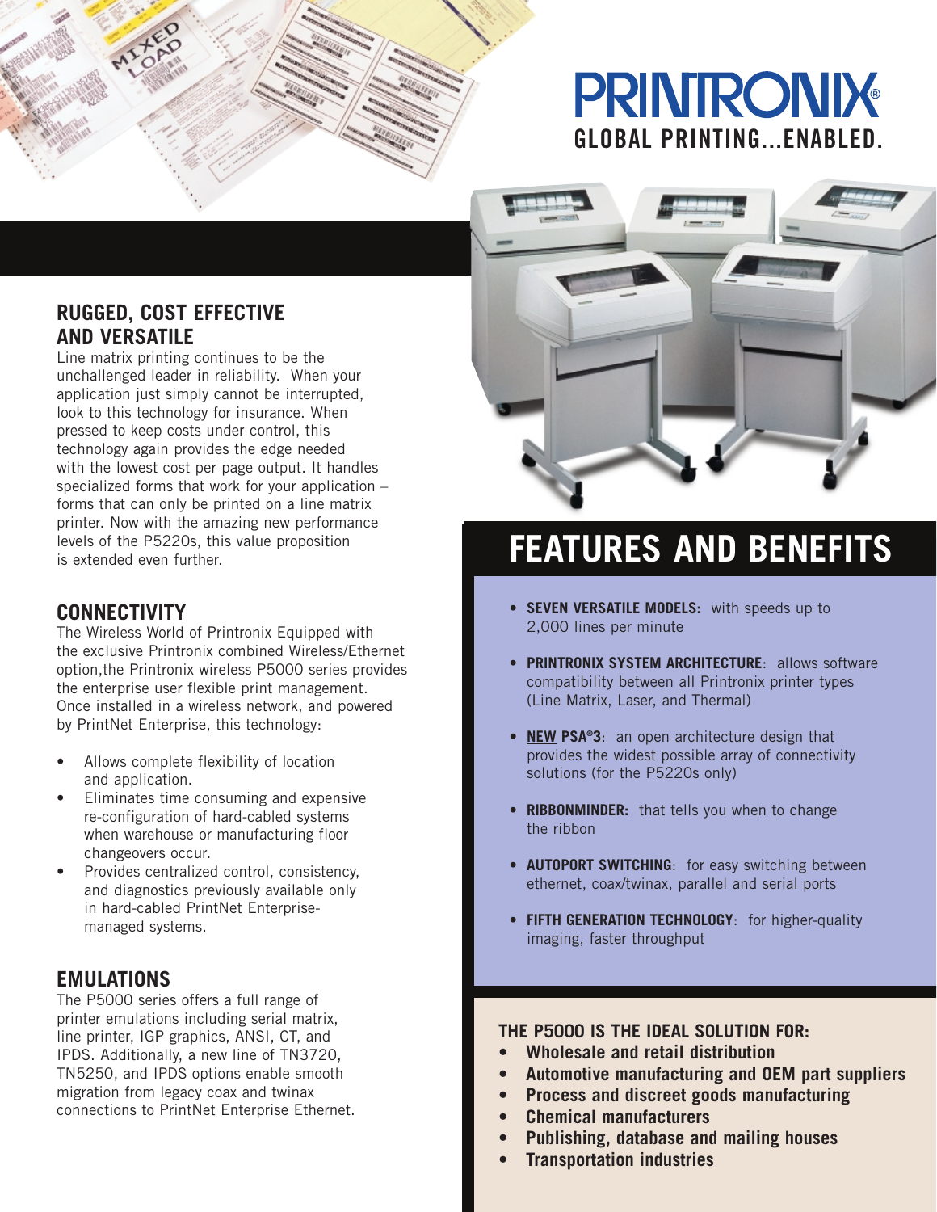**PRINTRONIX**
**GLOBAL PRINTING...ENABLED.**

## RUGGED, COST EFFECTIVE AND VERSATILE

Line matrix printing continues to be the unchallenged leader in reliability. When your application just simply cannot be interrupted, look to this technology for insurance. When pressed to keep costs under control, this technology again provides the edge needed with the lowest cost per page output. It handles specialized forms that work for your application – forms that can only be printed on a line matrix printer. Now with the amazing new performance levels of the P5220s, this value proposition is extended even further.

## CONNECTIVITY

The Wireless World of Printronix Equipped with the exclusive Printronix combined Wireless/Ethernet option,the Printronix wireless P5000 series provides the enterprise user flexible print management. Once installed in a wireless network, and powered by PrintNet Enterprise, this technology:

- Allows complete flexibility of location and application.
- Eliminates time consuming and expensive re-configuration of hard-cabled systems when warehouse or manufacturing floor changeovers occur.
- Provides centralized control, consistency, and diagnostics previously available only in hard-cabled PrintNet Enterprise-managed systems.

## EMULATIONS

The P5000 series offers a full range of printer emulations including serial matrix, line printer, IGP graphics, ANSI, CT, and IPDS. Additionally, a new line of TN3720, TN5250, and IPDS options enable smooth migration from legacy coax and twinax connections to PrintNet Enterprise Ethernet.

# FEATURES AND BENEFITS

- **SEVEN VERSATILE MODELS:** with speeds up to 2,000 lines per minute
- **PRINTRONIX SYSTEM ARCHITECTURE**: allows software compatibility between all Printronix printer types (Line Matrix, Laser, and Thermal)
- **NEW PSA®3**: an open architecture design that provides the widest possible array of connectivity solutions (for the P5220s only)
- **RIBBONMINDER:** that tells you when to change the ribbon
- **AUTOPORT SWITCHING**: for easy switching between ethernet, coax/twinax, parallel and serial ports
- **FIFTH GENERATION TECHNOLOGY**: for higher-quality imaging, faster throughput

**THE P5000 IS THE IDEAL SOLUTION FOR:**

- **Wholesale and retail distribution**
- **Automotive manufacturing and OEM part suppliers**
- **Process and discreet goods manufacturing**
- **Chemical manufacturers**
- **Publishing, database and mailing houses**
- **Transportation industries**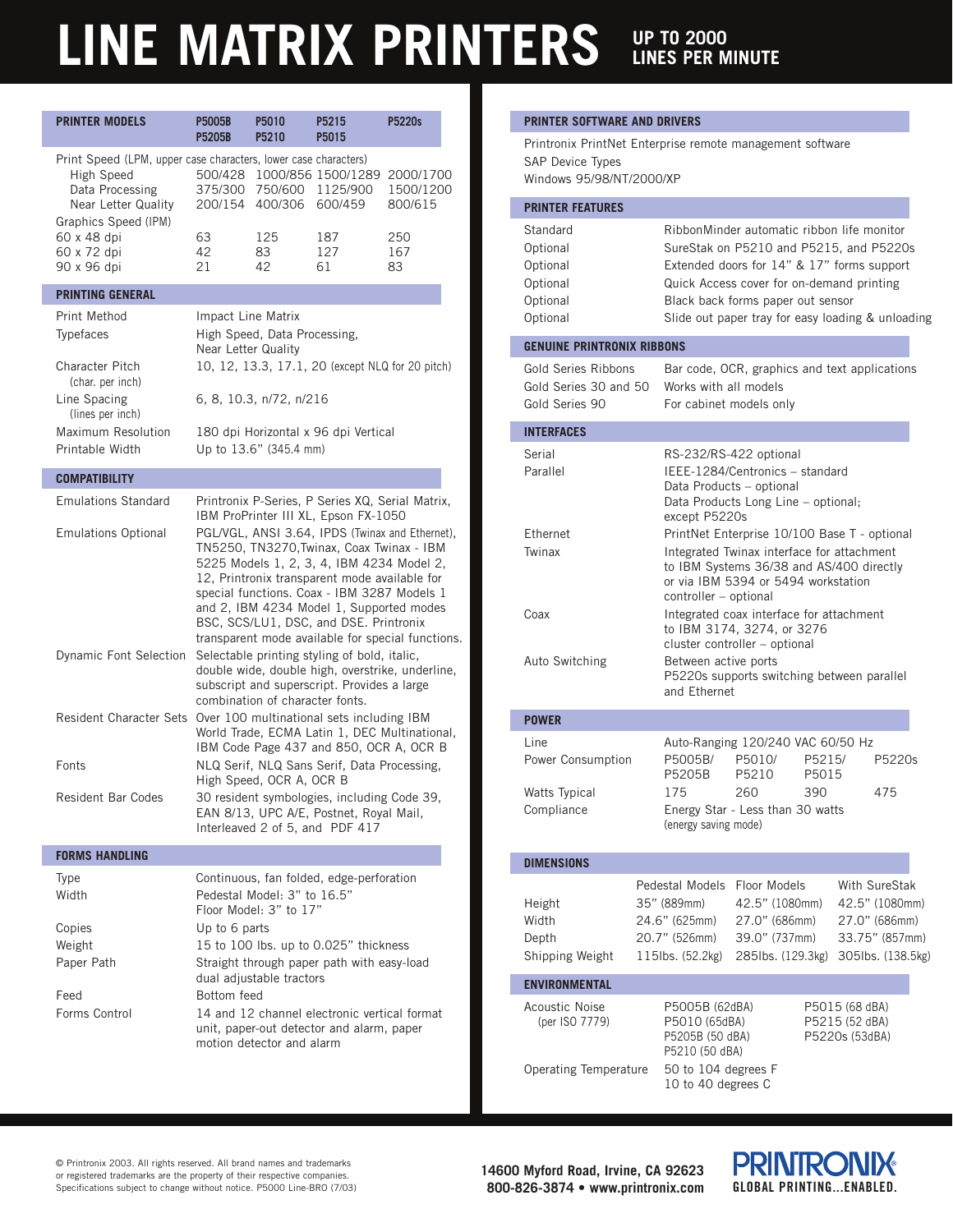# LINE MATRIX PRINTERS

**UP TO 2000 LINES PER MINUTE**

| PRINTER MODELS | P5005B P5205B | P5010 P5210 | P5215 P5015 | P5220s |
|---|---|---|---|---|
| Print Speed (LPM, upper case characters, lower case characters) | | | | |
| High Speed | 500/428 | 1000/856 | 1500/1289 | 2000/1700 |
| Data Processing | 375/300 | 750/600 | 1125/900 | 1500/1200 |
| Near Letter Quality | 200/154 | 400/306 | 600/459 | 800/615 |
| Graphics Speed (IPM) | | | | |
| 60 x 48 dpi | 63 | 125 | 187 | 250 |
| 60 x 72 dpi | 42 | 83 | 127 | 167 |
| 90 x 96 dpi | 21 | 42 | 61 | 83 |

## PRINTING GENERAL

| | |
|---|---|
| Print Method | Impact Line Matrix |
| Typefaces | High Speed, Data Processing, Near Letter Quality |
| Character Pitch (char. per inch) | 10, 12, 13.3, 17.1, 20 (except NLQ for 20 pitch) |
| Line Spacing (lines per inch) | 6, 8, 10.3, n/72, n/216 |
| Maximum Resolution | 180 dpi Horizontal x 96 dpi Vertical |
| Printable Width | Up to 13.6" (345.4 mm) |

## COMPATIBILITY

| | |
|---|---|
| Emulations Standard | Printronix P-Series, P Series XQ, Serial Matrix, IBM ProPrinter III XL, Epson FX-1050 |
| Emulations Optional | PGL/VGL, ANSI 3.64, IPDS (Twinax and Ethernet), TN5250, TN3270,Twinax, Coax Twinax - IBM 5225 Models 1, 2, 3, 4, IBM 4234 Model 2, 12, Printronix transparent mode available for special functions. Coax - IBM 3287 Models 1 and 2, IBM 4234 Model 1, Supported modes BSC, SCS/LU1, DSC, and DSE. Printronix transparent mode available for special functions. |
| Dynamic Font Selection | Selectable printing styling of bold, italic, double wide, double high, overstrike, underline, subscript and superscript. Provides a large combination of character fonts. |
| Resident Character Sets | Over 100 multinational sets including IBM World Trade, ECMA Latin 1, DEC Multinational, IBM Code Page 437 and 850, OCR A, OCR B |
| Fonts | NLQ Serif, NLQ Sans Serif, Data Processing, High Speed, OCR A, OCR B |
| Resident Bar Codes | 30 resident symbologies, including Code 39, EAN 8/13, UPC A/E, Postnet, Royal Mail, Interleaved 2 of 5, and PDF 417 |

## FORMS HANDLING

| | |
|---|---|
| Type | Continuous, fan folded, edge-perforation |
| Width | Pedestal Model: 3" to 16.5"<br>Floor Model: 3" to 17" |
| Copies | Up to 6 parts |
| Weight | 15 to 100 lbs. up to 0.025" thickness |
| Paper Path | Straight through paper path with easy-load dual adjustable tractors |
| Feed | Bottom feed |
| Forms Control | 14 and 12 channel electronic vertical format unit, paper-out detector and alarm, paper motion detector and alarm |

## PRINTER SOFTWARE AND DRIVERS

Printronix PrintNet Enterprise remote management software
SAP Device Types
Windows 95/98/NT/2000/XP

## PRINTER FEATURES

| | |
|---|---|
| Standard | RibbonMinder automatic ribbon life monitor |
| Optional | SureStak on P5210 and P5215, and P5220s |
| Optional | Extended doors for 14" & 17" forms support |
| Optional | Quick Access cover for on-demand printing |
| Optional | Black back forms paper out sensor |
| Optional | Slide out paper tray for easy loading & unloading |

## GENUINE PRINTRONIX RIBBONS

| | |
|---|---|
| Gold Series Ribbons | Bar code, OCR, graphics and text applications |
| Gold Series 30 and 50 | Works with all models |
| Gold Series 90 | For cabinet models only |

## INTERFACES

| | |
|---|---|
| Serial | RS-232/RS-422 optional |
| Parallel | IEEE-1284/Centronics – standard<br>Data Products – optional<br>Data Products Long Line – optional; except P5220s |
| Ethernet | PrintNet Enterprise 10/100 Base T - optional |
| Twinax | Integrated Twinax interface for attachment to IBM Systems 36/38 and AS/400 directly or via IBM 5394 or 5494 workstation controller – optional |
| Coax | Integrated coax interface for attachment to IBM 3174, 3274, or 3276 cluster controller – optional |
| Auto Switching | Between active ports<br>P5220s supports switching between parallel and Ethernet |

## POWER

| | | | | |
|---|---|---|---|---|
| Line | Auto-Ranging 120/240 VAC 60/50 Hz | | | |
| Power Consumption | P5005B/ P5205B | P5010/ P5210 | P5215/ P5015 | P5220s |
| Watts Typical | 175 | 260 | 390 | 475 |
| Compliance | Energy Star - Less than 30 watts (energy saving mode) | | | |

## DIMENSIONS

| | Pedestal Models | Floor Models | With SureStak |
|---|---|---|---|
| Height | 35" (889mm) | 42.5" (1080mm) | 42.5" (1080mm) |
| Width | 24.6" (625mm) | 27.0" (686mm) | 27.0" (686mm) |
| Depth | 20.7" (526mm) | 39.0" (737mm) | 33.75" (857mm) |
| Shipping Weight | 115lbs. (52.2kg) | 285lbs. (129.3kg) | 305lbs. (138.5kg) |

## ENVIRONMENTAL

| | | |
|---|---|---|
| Acoustic Noise (per ISO 7779) | P5005B (62dBA)<br>P5010 (65dBA)<br>P5205B (50 dBA)<br>P5210 (50 dBA) | P5015 (68 dBA)<br>P5215 (52 dBA)<br>P5220s (53dBA) |
| Operating Temperature | 50 to 104 degrees F<br>10 to 40 degrees C | |

© Printronix 2003. All rights reserved. All brand names and trademarks or registered trademarks are the property of their respective companies. Specifications subject to change without notice. P5000 Line-BRO (7/03)

**14600 Myford Road, Irvine, CA 92623**
**800-826-3874 • www.printronix.com**

**PRINTRONIX®**
**GLOBAL PRINTING...ENABLED.**